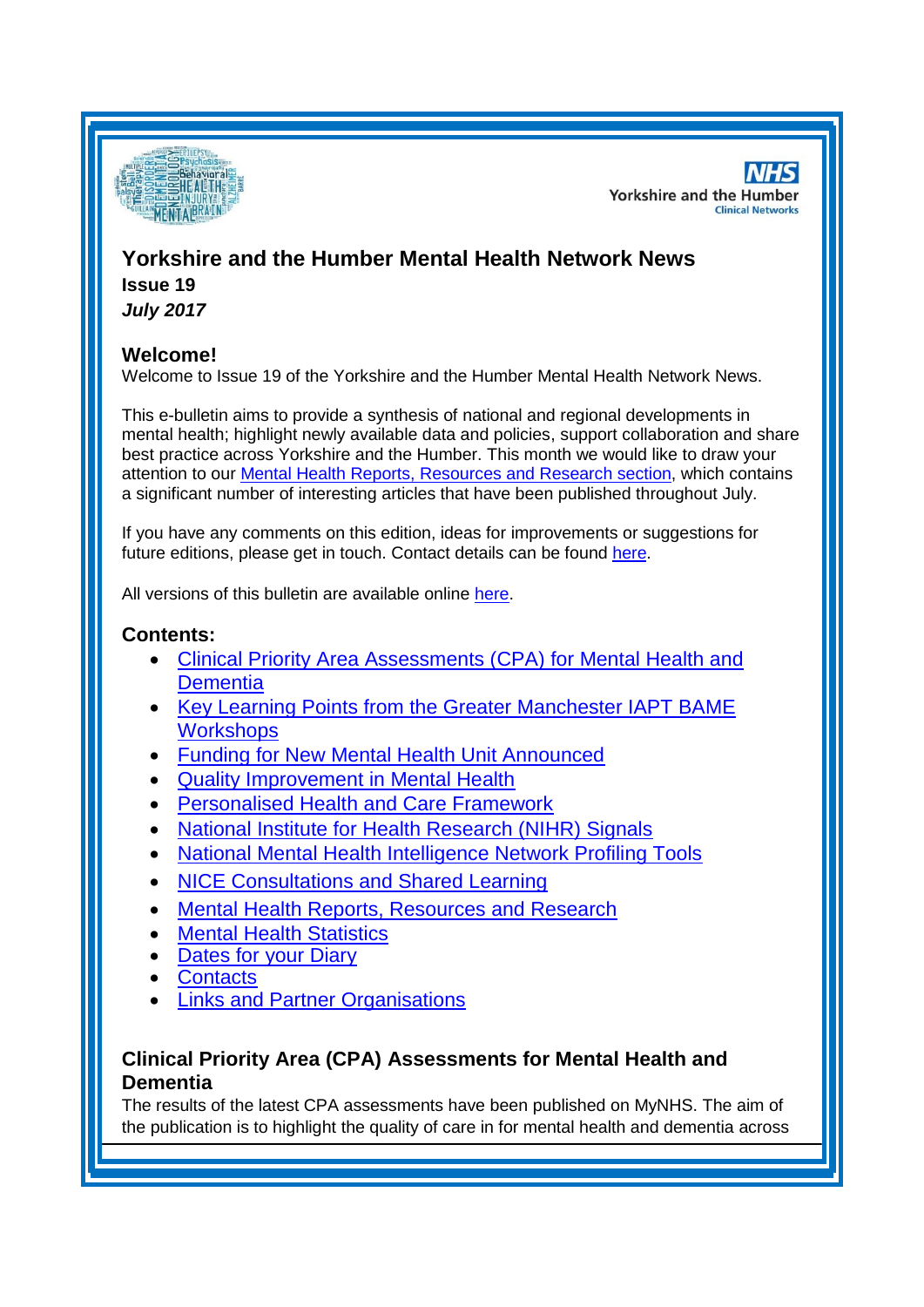# Yorkshire and the Humber Mental Health Network News

**Issue 19**

***July 2017***

## Welcome!

Welcome to Issue 19 of the Yorkshire and the Humber Mental Health Network News.

This e-bulletin aims to provide a synthesis of national and regional developments in mental health; highlight newly available data and policies, support collaboration and share best practice across Yorkshire and the Humber. This month we would like to draw your attention to our Mental Health Reports, Resources and Research section, which contains a significant number of interesting articles that have been published throughout July.

If you have any comments on this edition, ideas for improvements or suggestions for future editions, please get in touch. Contact details can be found here.

All versions of this bulletin are available online here.

## Contents:

- Clinical Priority Area Assessments (CPA) for Mental Health and Dementia
- Key Learning Points from the Greater Manchester IAPT BAME Workshops
- Funding for New Mental Health Unit Announced
- Quality Improvement in Mental Health
- Personalised Health and Care Framework
- National Institute for Health Research (NIHR) Signals
- National Mental Health Intelligence Network Profiling Tools
- NICE Consultations and Shared Learning
- Mental Health Reports, Resources and Research
- Mental Health Statistics
- Dates for your Diary
- Contacts
- Links and Partner Organisations

## Clinical Priority Area (CPA) Assessments for Mental Health and Dementia

The results of the latest CPA assessments have been published on MyNHS. The aim of the publication is to highlight the quality of care in for mental health and dementia across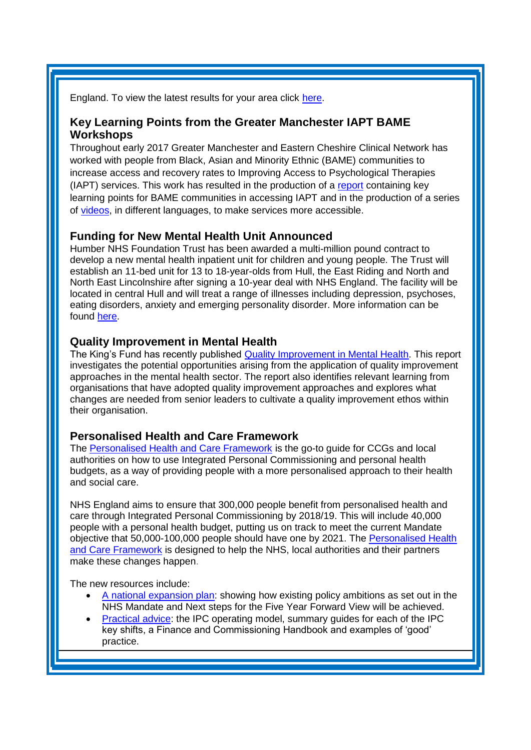England. To view the latest results for your area click here.

### Key Learning Points from the Greater Manchester IAPT BAME Workshops

Throughout early 2017 Greater Manchester and Eastern Cheshire Clinical Network has worked with people from Black, Asian and Minority Ethnic (BAME) communities to increase access and recovery rates to Improving Access to Psychological Therapies (IAPT) services. This work has resulted in the production of a report containing key learning points for BAME communities in accessing IAPT and in the production of a series of videos, in different languages, to make services more accessible.

### Funding for New Mental Health Unit Announced

Humber NHS Foundation Trust has been awarded a multi-million pound contract to develop a new mental health inpatient unit for children and young people. The Trust will establish an 11-bed unit for 13 to 18-year-olds from Hull, the East Riding and North and North East Lincolnshire after signing a 10-year deal with NHS England. The facility will be located in central Hull and will treat a range of illnesses including depression, psychoses, eating disorders, anxiety and emerging personality disorder. More information can be found here.

### Quality Improvement in Mental Health

The King's Fund has recently published Quality Improvement in Mental Health. This report investigates the potential opportunities arising from the application of quality improvement approaches in the mental health sector. The report also identifies relevant learning from organisations that have adopted quality improvement approaches and explores what changes are needed from senior leaders to cultivate a quality improvement ethos within their organisation.

### Personalised Health and Care Framework

The Personalised Health and Care Framework is the go-to guide for CCGs and local authorities on how to use Integrated Personal Commissioning and personal health budgets, as a way of providing people with a more personalised approach to their health and social care.

NHS England aims to ensure that 300,000 people benefit from personalised health and care through Integrated Personal Commissioning by 2018/19. This will include 40,000 people with a personal health budget, putting us on track to meet the current Mandate objective that 50,000-100,000 people should have one by 2021. The Personalised Health and Care Framework is designed to help the NHS, local authorities and their partners make these changes happen.

The new resources include:

- A national expansion plan: showing how existing policy ambitions as set out in the NHS Mandate and Next steps for the Five Year Forward View will be achieved.
- Practical advice: the IPC operating model, summary guides for each of the IPC key shifts, a Finance and Commissioning Handbook and examples of 'good' practice.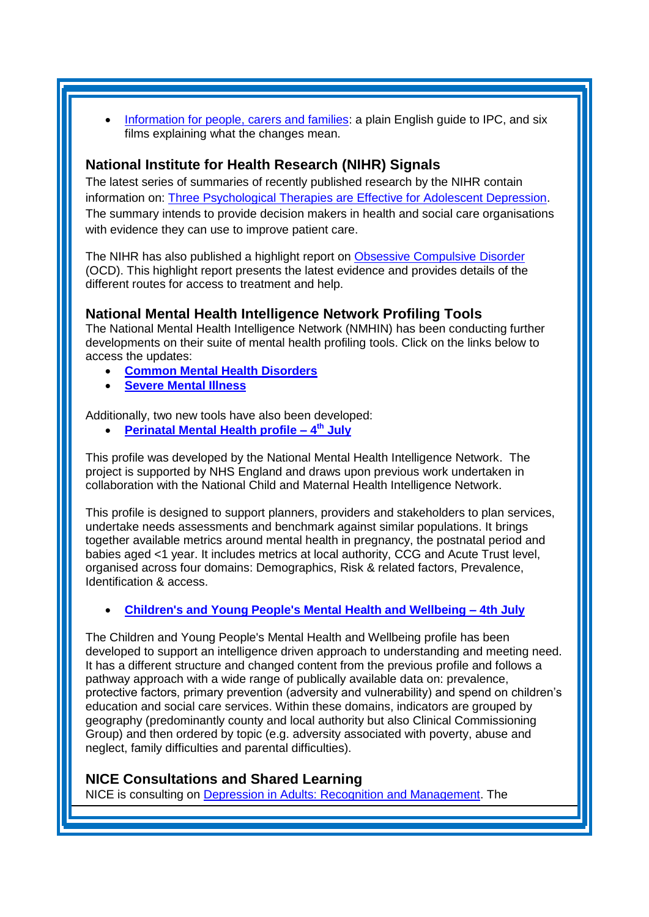- Information for people, carers and families: a plain English guide to IPC, and six films explaining what the changes mean.

## National Institute for Health Research (NIHR) Signals

The latest series of summaries of recently published research by the NIHR contain information on: Three Psychological Therapies are Effective for Adolescent Depression. The summary intends to provide decision makers in health and social care organisations with evidence they can use to improve patient care.

The NIHR has also published a highlight report on Obsessive Compulsive Disorder (OCD). This highlight report presents the latest evidence and provides details of the different routes for access to treatment and help.

## National Mental Health Intelligence Network Profiling Tools

The National Mental Health Intelligence Network (NMHIN) has been conducting further developments on their suite of mental health profiling tools. Click on the links below to access the updates:

- **Common Mental Health Disorders**
- **Severe Mental Illness**

Additionally, two new tools have also been developed:

- **Perinatal Mental Health profile – 4th July**

This profile was developed by the National Mental Health Intelligence Network. The project is supported by NHS England and draws upon previous work undertaken in collaboration with the National Child and Maternal Health Intelligence Network.

This profile is designed to support planners, providers and stakeholders to plan services, undertake needs assessments and benchmark against similar populations. It brings together available metrics around mental health in pregnancy, the postnatal period and babies aged <1 year. It includes metrics at local authority, CCG and Acute Trust level, organised across four domains: Demographics, Risk & related factors, Prevalence, Identification & access.

- **Children's and Young People's Mental Health and Wellbeing – 4th July**

The Children and Young People's Mental Health and Wellbeing profile has been developed to support an intelligence driven approach to understanding and meeting need. It has a different structure and changed content from the previous profile and follows a pathway approach with a wide range of publically available data on: prevalence, protective factors, primary prevention (adversity and vulnerability) and spend on children's education and social care services. Within these domains, indicators are grouped by geography (predominantly county and local authority but also Clinical Commissioning Group) and then ordered by topic (e.g. adversity associated with poverty, abuse and neglect, family difficulties and parental difficulties).

## NICE Consultations and Shared Learning

NICE is consulting on Depression in Adults: Recognition and Management. The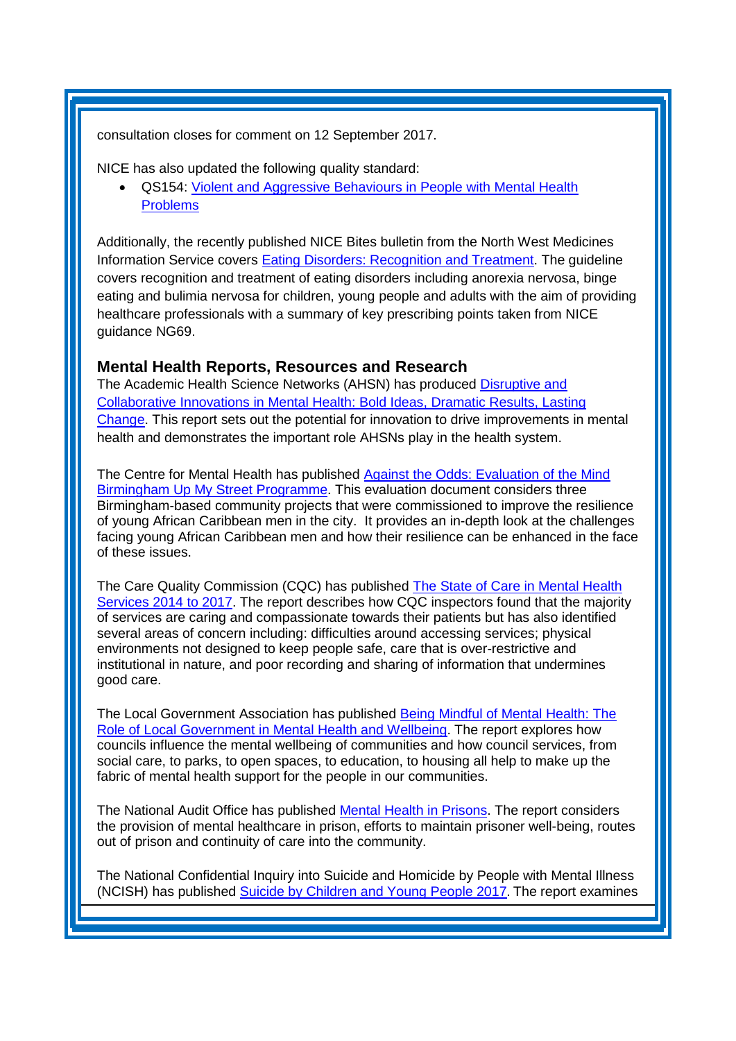consultation closes for comment on 12 September 2017.

NICE has also updated the following quality standard:

- QS154: Violent and Aggressive Behaviours in People with Mental Health Problems

Additionally, the recently published NICE Bites bulletin from the North West Medicines Information Service covers Eating Disorders: Recognition and Treatment. The guideline covers recognition and treatment of eating disorders including anorexia nervosa, binge eating and bulimia nervosa for children, young people and adults with the aim of providing healthcare professionals with a summary of key prescribing points taken from NICE guidance NG69.

### Mental Health Reports, Resources and Research

The Academic Health Science Networks (AHSN) has produced Disruptive and Collaborative Innovations in Mental Health: Bold Ideas, Dramatic Results, Lasting Change. This report sets out the potential for innovation to drive improvements in mental health and demonstrates the important role AHSNs play in the health system.

The Centre for Mental Health has published Against the Odds: Evaluation of the Mind Birmingham Up My Street Programme. This evaluation document considers three Birmingham-based community projects that were commissioned to improve the resilience of young African Caribbean men in the city. It provides an in-depth look at the challenges facing young African Caribbean men and how their resilience can be enhanced in the face of these issues.

The Care Quality Commission (CQC) has published The State of Care in Mental Health Services 2014 to 2017. The report describes how CQC inspectors found that the majority of services are caring and compassionate towards their patients but has also identified several areas of concern including: difficulties around accessing services; physical environments not designed to keep people safe, care that is over-restrictive and institutional in nature, and poor recording and sharing of information that undermines good care.

The Local Government Association has published Being Mindful of Mental Health: The Role of Local Government in Mental Health and Wellbeing. The report explores how councils influence the mental wellbeing of communities and how council services, from social care, to parks, to open spaces, to education, to housing all help to make up the fabric of mental health support for the people in our communities.

The National Audit Office has published Mental Health in Prisons. The report considers the provision of mental healthcare in prison, efforts to maintain prisoner well-being, routes out of prison and continuity of care into the community.

The National Confidential Inquiry into Suicide and Homicide by People with Mental Illness (NCISH) has published Suicide by Children and Young People 2017. The report examines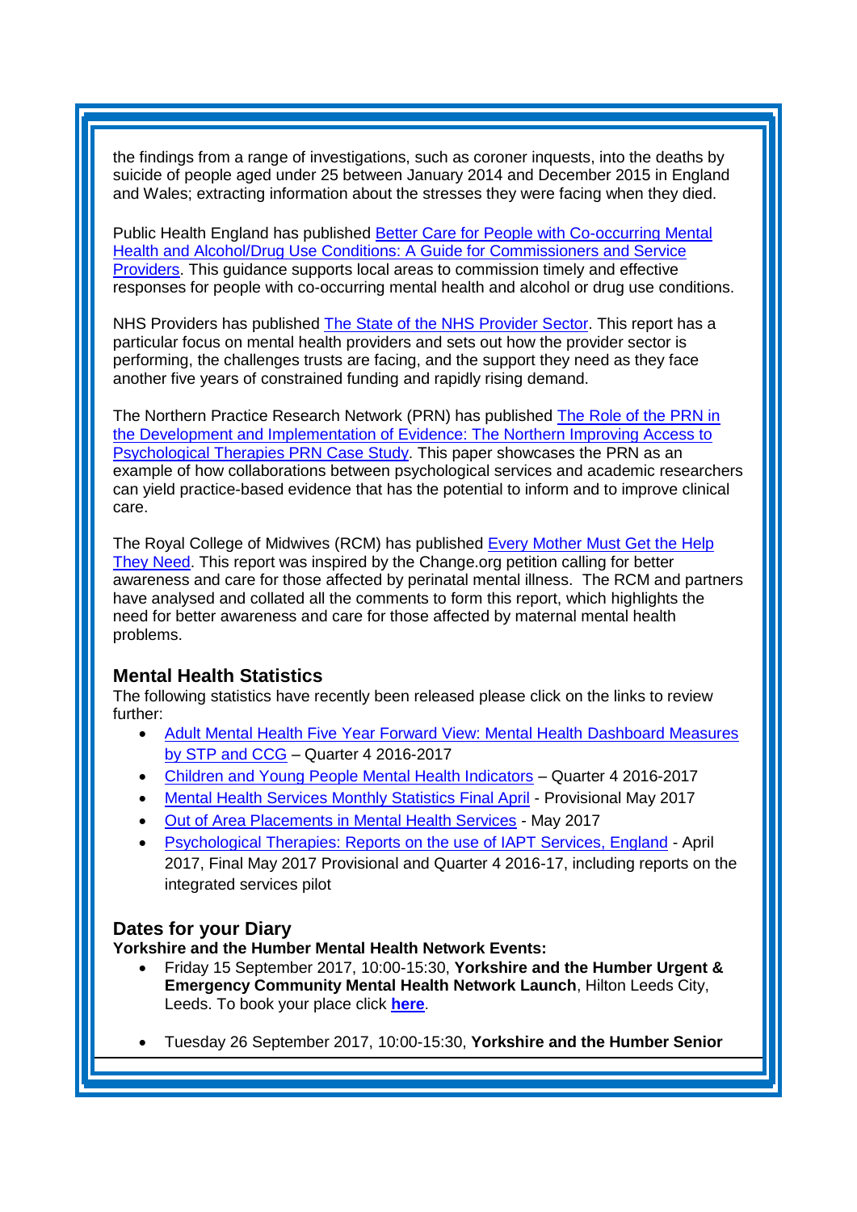the findings from a range of investigations, such as coroner inquests, into the deaths by suicide of people aged under 25 between January 2014 and December 2015 in England and Wales; extracting information about the stresses they were facing when they died.

Public Health England has published [Better Care for People with Co-occurring Mental Health and Alcohol/Drug Use Conditions: A Guide for Commissioners and Service Providers](). This guidance supports local areas to commission timely and effective responses for people with co-occurring mental health and alcohol or drug use conditions.

NHS Providers has published [The State of the NHS Provider Sector](). This report has a particular focus on mental health providers and sets out how the provider sector is performing, the challenges trusts are facing, and the support they need as they face another five years of constrained funding and rapidly rising demand.

The Northern Practice Research Network (PRN) has published [The Role of the PRN in the Development and Implementation of Evidence: The Northern Improving Access to Psychological Therapies PRN Case Study](). This paper showcases the PRN as an example of how collaborations between psychological services and academic researchers can yield practice-based evidence that has the potential to inform and to improve clinical care.

The Royal College of Midwives (RCM) has published [Every Mother Must Get the Help They Need](). This report was inspired by the Change.org petition calling for better awareness and care for those affected by perinatal mental illness. The RCM and partners have analysed and collated all the comments to form this report, which highlights the need for better awareness and care for those affected by maternal mental health problems.

## Mental Health Statistics

The following statistics have recently been released please click on the links to review further:

- [Adult Mental Health Five Year Forward View: Mental Health Dashboard Measures by STP and CCG]() – Quarter 4 2016-2017
- [Children and Young People Mental Health Indicators]() – Quarter 4 2016-2017
- [Mental Health Services Monthly Statistics Final April]() - Provisional May 2017
- [Out of Area Placements in Mental Health Services]() - May 2017
- [Psychological Therapies: Reports on the use of IAPT Services, England]() - April 2017, Final May 2017 Provisional and Quarter 4 2016-17, including reports on the integrated services pilot

## Dates for your Diary

**Yorkshire and the Humber Mental Health Network Events:**

- Friday 15 September 2017, 10:00-15:30, **Yorkshire and the Humber Urgent & Emergency Community Mental Health Network Launch**, Hilton Leeds City, Leeds. To book your place click [**here**]().
- Tuesday 26 September 2017, 10:00-15:30, **Yorkshire and the Humber Senior**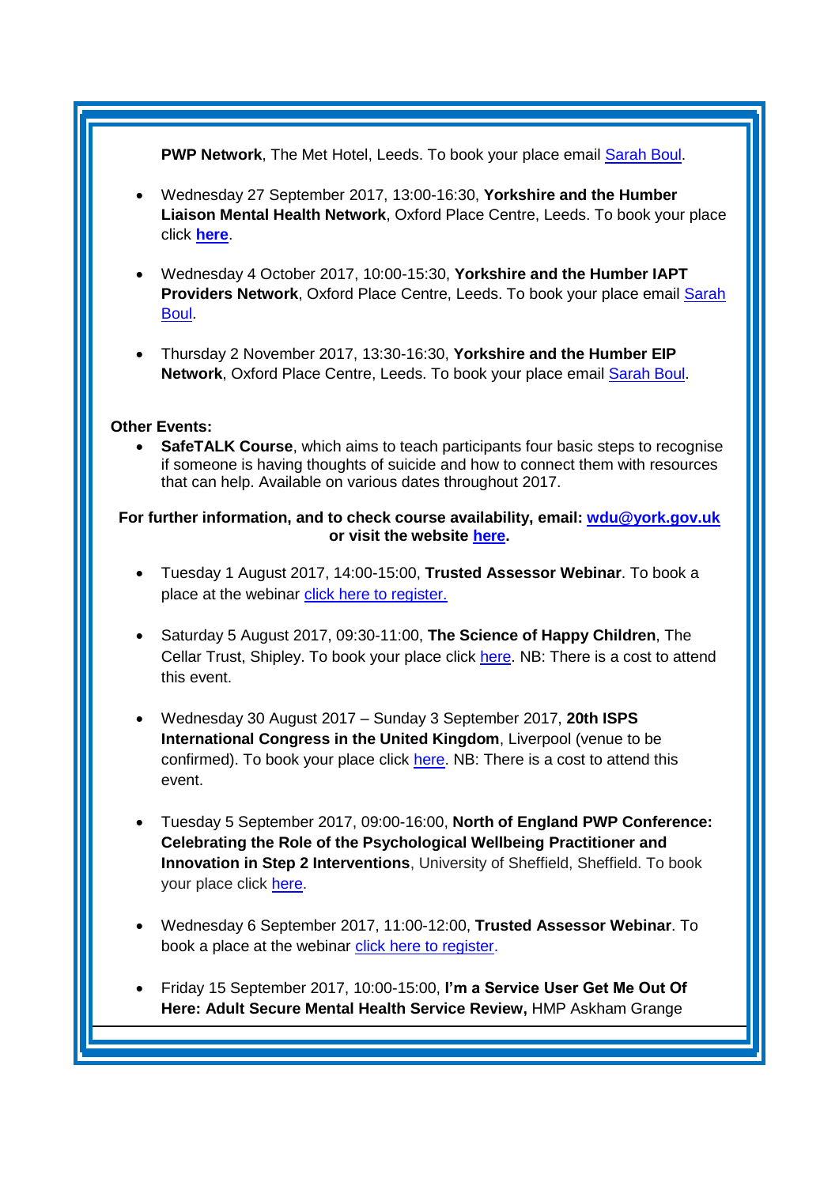**PWP Network**, The Met Hotel, Leeds. To book your place email Sarah Boul.

- Wednesday 27 September 2017, 13:00-16:30, **Yorkshire and the Humber Liaison Mental Health Network**, Oxford Place Centre, Leeds. To book your place click **here**.

- Wednesday 4 October 2017, 10:00-15:30, **Yorkshire and the Humber IAPT Providers Network**, Oxford Place Centre, Leeds. To book your place email Sarah Boul.

- Thursday 2 November 2017, 13:30-16:30, **Yorkshire and the Humber EIP Network**, Oxford Place Centre, Leeds. To book your place email Sarah Boul.

**Other Events:**

- **SafeTALK Course**, which aims to teach participants four basic steps to recognise if someone is having thoughts of suicide and how to connect them with resources that can help. Available on various dates throughout 2017.

**For further information, and to check course availability, email: wdu@york.gov.uk or visit the website here.**

- Tuesday 1 August 2017, 14:00-15:00, **Trusted Assessor Webinar**. To book a place at the webinar click here to register.

- Saturday 5 August 2017, 09:30-11:00, **The Science of Happy Children**, The Cellar Trust, Shipley. To book your place click here. NB: There is a cost to attend this event.

- Wednesday 30 August 2017 – Sunday 3 September 2017, **20th ISPS International Congress in the United Kingdom**, Liverpool (venue to be confirmed). To book your place click here. NB: There is a cost to attend this event.

- Tuesday 5 September 2017, 09:00-16:00, **North of England PWP Conference: Celebrating the Role of the Psychological Wellbeing Practitioner and Innovation in Step 2 Interventions**, University of Sheffield, Sheffield. To book your place click here.

- Wednesday 6 September 2017, 11:00-12:00, **Trusted Assessor Webinar**. To book a place at the webinar click here to register.

- Friday 15 September 2017, 10:00-15:00, **I'm a Service User Get Me Out Of Here: Adult Secure Mental Health Service Review,** HMP Askham Grange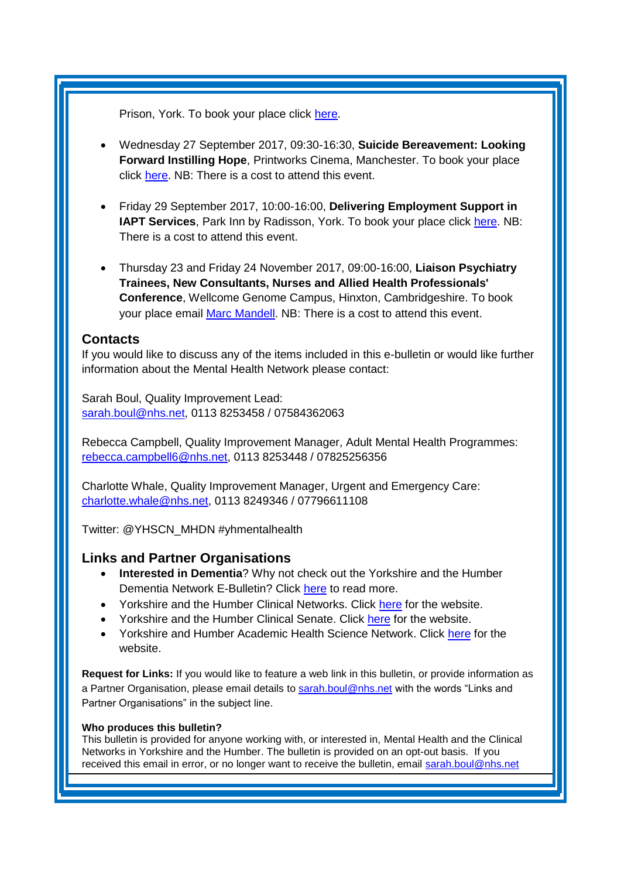Prison, York. To book your place click here.

- Wednesday 27 September 2017, 09:30-16:30, **Suicide Bereavement: Looking Forward Instilling Hope**, Printworks Cinema, Manchester. To book your place click here. NB: There is a cost to attend this event.

- Friday 29 September 2017, 10:00-16:00, **Delivering Employment Support in IAPT Services**, Park Inn by Radisson, York. To book your place click here. NB: There is a cost to attend this event.

- Thursday 23 and Friday 24 November 2017, 09:00-16:00, **Liaison Psychiatry Trainees, New Consultants, Nurses and Allied Health Professionals' Conference**, Wellcome Genome Campus, Hinxton, Cambridgeshire. To book your place email Marc Mandell. NB: There is a cost to attend this event.

## Contacts

If you would like to discuss any of the items included in this e-bulletin or would like further information about the Mental Health Network please contact:

Sarah Boul, Quality Improvement Lead:
sarah.boul@nhs.net, 0113 8253458 / 07584362063

Rebecca Campbell, Quality Improvement Manager, Adult Mental Health Programmes:
rebecca.campbell6@nhs.net, 0113 8253448 / 07825256356

Charlotte Whale, Quality Improvement Manager, Urgent and Emergency Care:
charlotte.whale@nhs.net, 0113 8249346 / 07796611108

Twitter: @YHSCN_MHDN #yhmentalhealth

## Links and Partner Organisations

- **Interested in Dementia**? Why not check out the Yorkshire and the Humber Dementia Network E-Bulletin? Click here to read more.
- Yorkshire and the Humber Clinical Networks. Click here for the website.
- Yorkshire and the Humber Clinical Senate. Click here for the website.
- Yorkshire and Humber Academic Health Science Network. Click here for the website.

**Request for Links:** If you would like to feature a web link in this bulletin, or provide information as a Partner Organisation, please email details to sarah.boul@nhs.net with the words "Links and Partner Organisations" in the subject line.

**Who produces this bulletin?**
This bulletin is provided for anyone working with, or interested in, Mental Health and the Clinical Networks in Yorkshire and the Humber. The bulletin is provided on an opt-out basis. If you received this email in error, or no longer want to receive the bulletin, email sarah.boul@nhs.net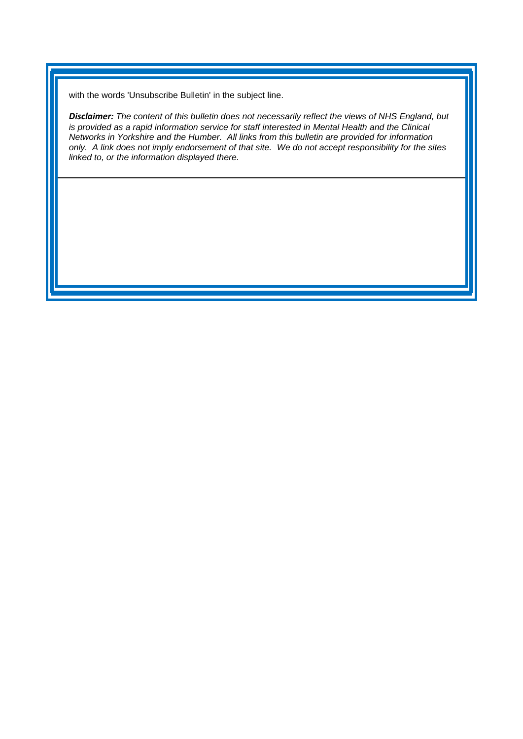with the words 'Unsubscribe Bulletin' in the subject line.

***Disclaimer:*** *The content of this bulletin does not necessarily reflect the views of NHS England, but is provided as a rapid information service for staff interested in Mental Health and the Clinical Networks in Yorkshire and the Humber. All links from this bulletin are provided for information only. A link does not imply endorsement of that site. We do not accept responsibility for the sites linked to, or the information displayed there.*